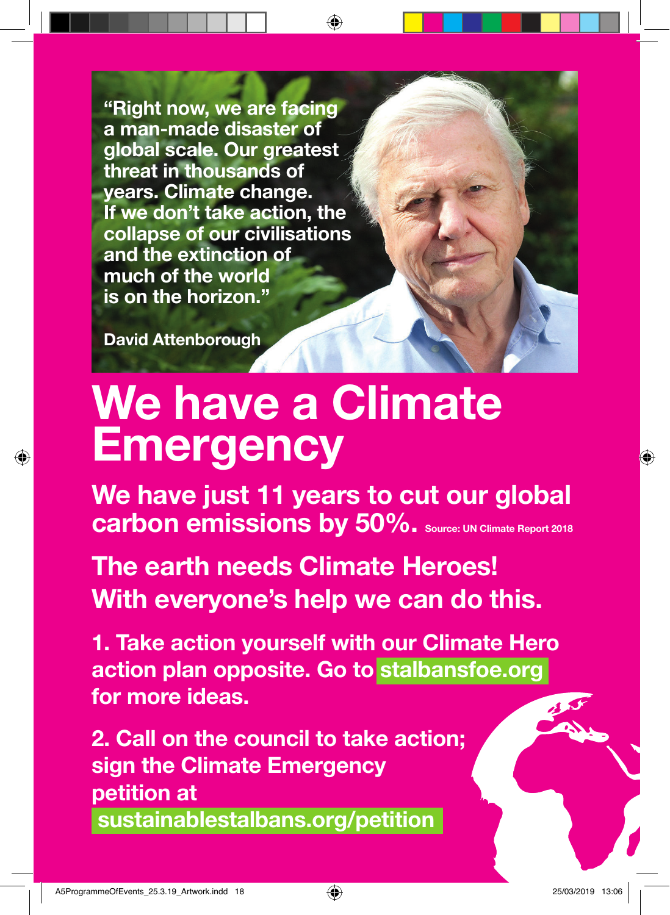> "Right now, we are facing a man-made disaster of global scale. Our greatest threat in thousands of years. Climate change. If we don't take action, the collapse of our civilisations and the extinction of much of the world is on the horizon."
>
> **David Attenborough**

# We have a Climate Emergency

## We have just 11 years to cut our global carbon emissions by 50%. Source: UN Climate Report 2018

## The earth needs Climate Heroes! With everyone's help we can do this.

**1. Take action yourself with our Climate Hero action plan opposite. Go to stalbansfoe.org for more ideas.**

**2. Call on the council to take action; sign the Climate Emergency petition at sustainablestalbans.org/petition**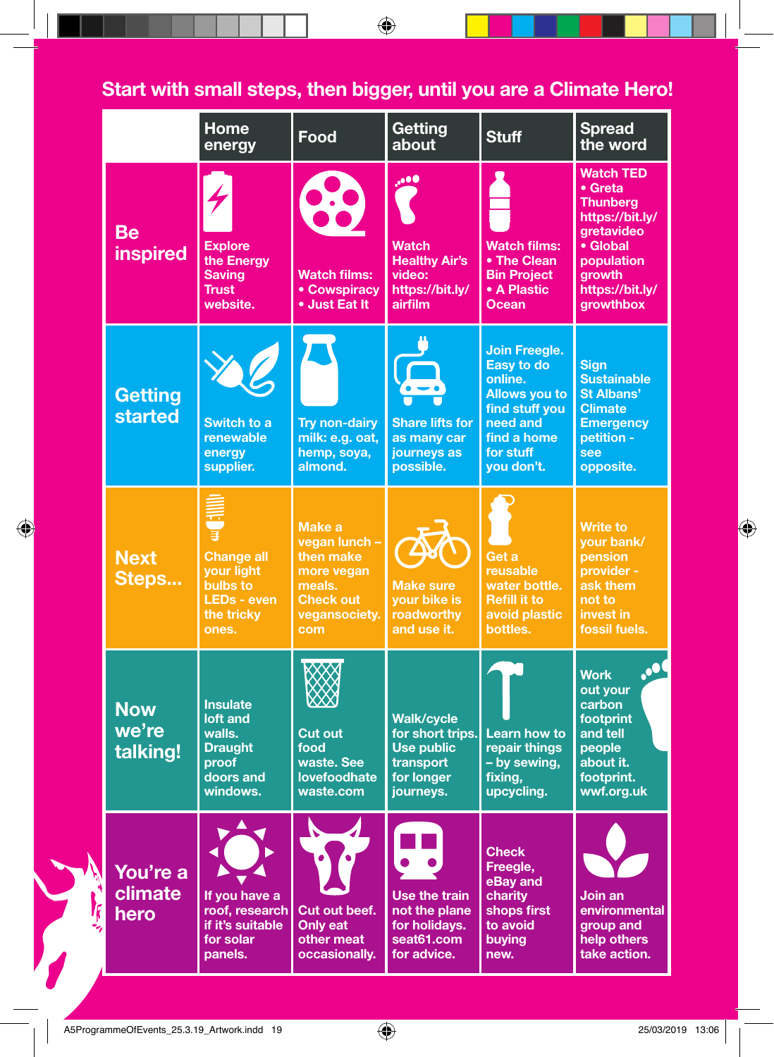## Start with small steps, then bigger, until you are a Climate Hero!

| | Home energy | Food | Getting about | Stuff | Spread the word |
|---|---|---|---|---|---|
| **Be inspired** | Explore the Energy Saving Trust website. | Watch films: • Cowspiracy • Just Eat It | Watch Healthy Air's video: https://bit.ly/airfilm | Watch films: • The Clean Bin Project • A Plastic Ocean | Watch TED • Greta Thunberg https://bit.ly/gretavideo • Global population growth https://bit.ly/growthbox |
| **Getting started** | Switch to a renewable energy supplier. | Try non-dairy milk: e.g. oat, hemp, soya, almond. | Share lifts for as many car journeys as possible. | Join Freegle. Easy to do online. Allows you to find stuff you need and find a home for stuff you don't. | Sign Sustainable St Albans' Climate Emergency petition - see opposite. |
| **Next Steps...** | Change all your light bulbs to LEDs - even the tricky ones. | Make a vegan lunch – then make more vegan meals. Check out vegansociety.com | Make sure your bike is roadworthy and use it. | Get a reusable water bottle. Refill it to avoid plastic bottles. | Write to your bank/pension provider - ask them not to invest in fossil fuels. |
| **Now we're talking!** | Insulate loft and walls. Draught proof doors and windows. | Cut out food waste. See lovefoodhatewaste.com | Walk/cycle for short trips. Use public transport for longer journeys. | Learn how to repair things – by sewing, fixing, upcycling. | Work out your carbon footprint and tell people about it. footprint.wwf.org.uk |
| **You're a climate hero** | If you have a roof, research if it's suitable for solar panels. | Cut out beef. Only eat other meat occasionally. | Use the train not the plane for holidays. seat61.com for advice. | Check Freegle, eBay and charity shops first to avoid buying new. | Join an environmental group and help others take action. |